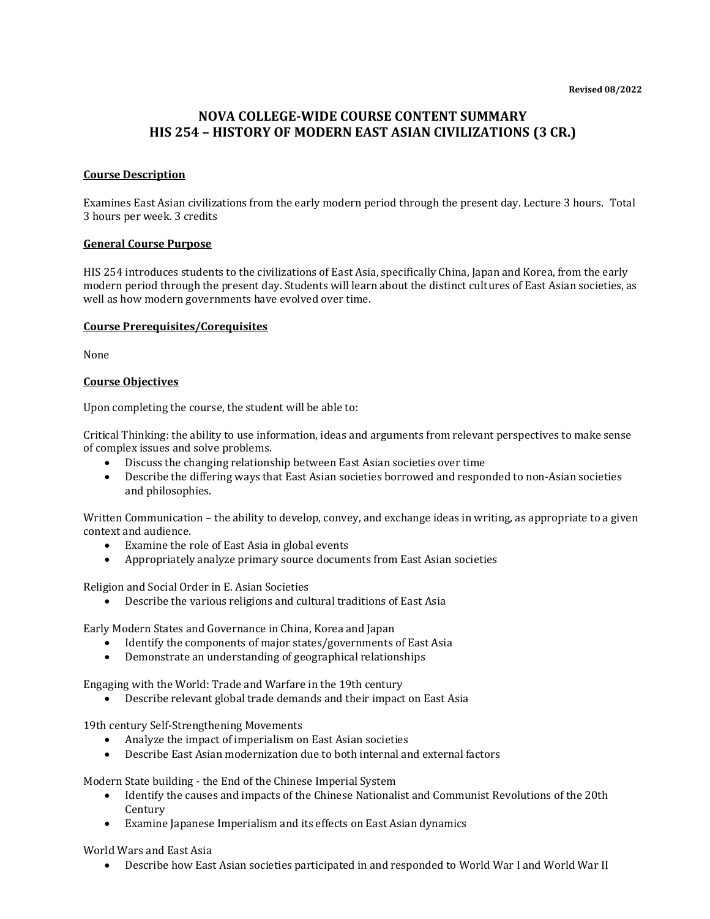**Revised 08/2022**

# NOVA COLLEGE-WIDE COURSE CONTENT SUMMARY
# HIS 254 – HISTORY OF MODERN EAST ASIAN CIVILIZATIONS (3 CR.)

## Course Description

Examines East Asian civilizations from the early modern period through the present day. Lecture 3 hours. Total 3 hours per week. 3 credits

## General Course Purpose

HIS 254 introduces students to the civilizations of East Asia, specifically China, Japan and Korea, from the early modern period through the present day. Students will learn about the distinct cultures of East Asian societies, as well as how modern governments have evolved over time.

## Course Prerequisites/Corequisites

None

## Course Objectives

Upon completing the course, the student will be able to:

Critical Thinking: the ability to use information, ideas and arguments from relevant perspectives to make sense of complex issues and solve problems.

- Discuss the changing relationship between East Asian societies over time
- Describe the differing ways that East Asian societies borrowed and responded to non-Asian societies and philosophies.

Written Communication – the ability to develop, convey, and exchange ideas in writing, as appropriate to a given context and audience.

- Examine the role of East Asia in global events
- Appropriately analyze primary source documents from East Asian societies

Religion and Social Order in E. Asian Societies

- Describe the various religions and cultural traditions of East Asia

Early Modern States and Governance in China, Korea and Japan

- Identify the components of major states/governments of East Asia
- Demonstrate an understanding of geographical relationships

Engaging with the World: Trade and Warfare in the 19th century

- Describe relevant global trade demands and their impact on East Asia

19th century Self-Strengthening Movements

- Analyze the impact of imperialism on East Asian societies
- Describe East Asian modernization due to both internal and external factors

Modern State building - the End of the Chinese Imperial System

- Identify the causes and impacts of the Chinese Nationalist and Communist Revolutions of the 20th Century
- Examine Japanese Imperialism and its effects on East Asian dynamics

World Wars and East Asia

- Describe how East Asian societies participated in and responded to World War I and World War II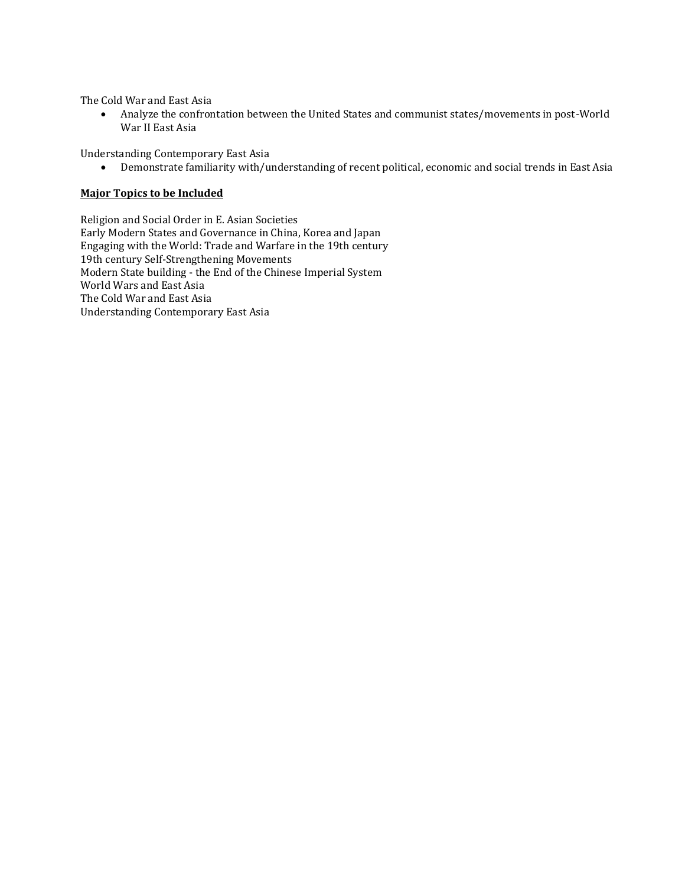The Cold War and East Asia

- Analyze the confrontation between the United States and communist states/movements in post-World War II East Asia

Understanding Contemporary East Asia

- Demonstrate familiarity with/understanding of recent political, economic and social trends in East Asia

**Major Topics to be Included**

Religion and Social Order in E. Asian Societies
Early Modern States and Governance in China, Korea and Japan
Engaging with the World: Trade and Warfare in the 19th century
19th century Self-Strengthening Movements
Modern State building - the End of the Chinese Imperial System
World Wars and East Asia
The Cold War and East Asia
Understanding Contemporary East Asia